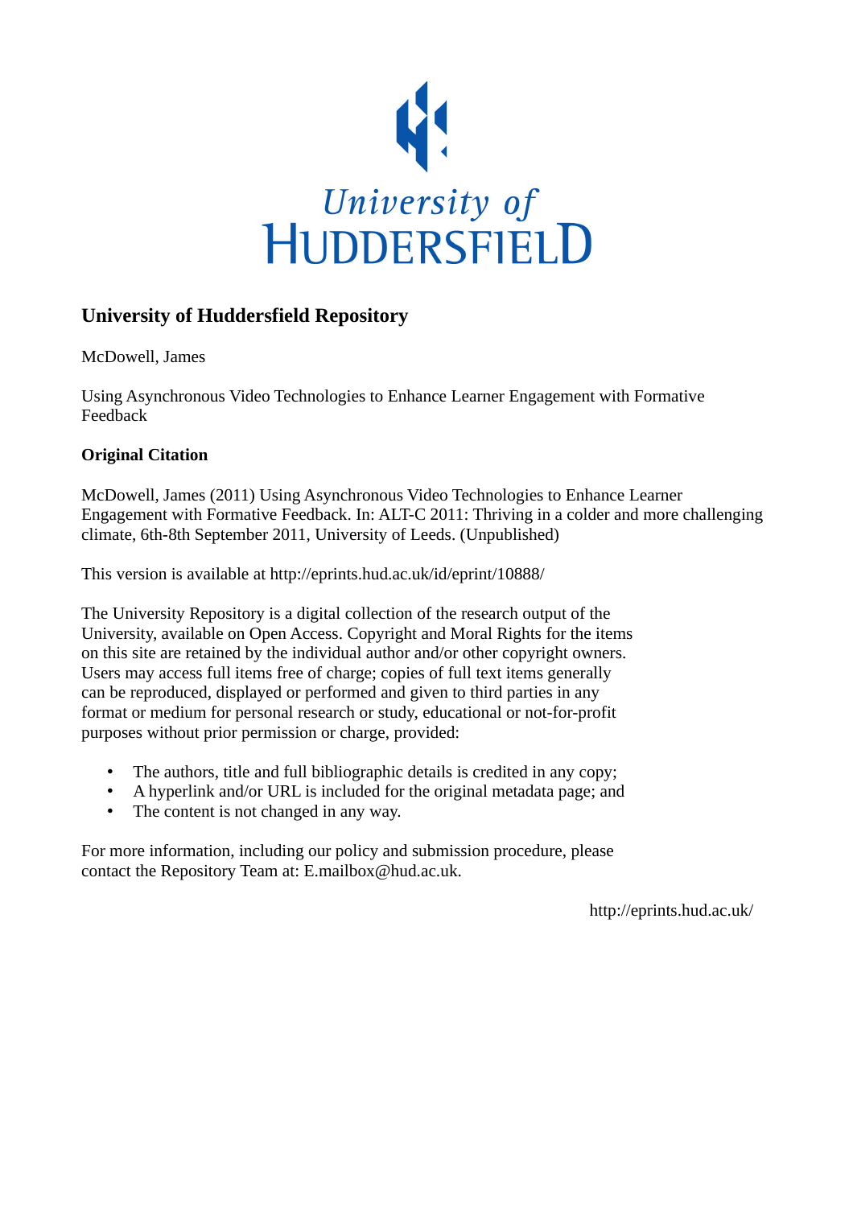University of HUDDERSFIELD

## University of Huddersfield Repository

McDowell, James

Using Asynchronous Video Technologies to Enhance Learner Engagement with Formative Feedback

### Original Citation

McDowell, James (2011) Using Asynchronous Video Technologies to Enhance Learner Engagement with Formative Feedback. In: ALT-C 2011: Thriving in a colder and more challenging climate, 6th-8th September 2011, University of Leeds. (Unpublished)

This version is available at http://eprints.hud.ac.uk/id/eprint/10888/

The University Repository is a digital collection of the research output of the University, available on Open Access. Copyright and Moral Rights for the items on this site are retained by the individual author and/or other copyright owners. Users may access full items free of charge; copies of full text items generally can be reproduced, displayed or performed and given to third parties in any format or medium for personal research or study, educational or not-for-profit purposes without prior permission or charge, provided:

- The authors, title and full bibliographic details is credited in any copy;
- A hyperlink and/or URL is included for the original metadata page; and
- The content is not changed in any way.

For more information, including our policy and submission procedure, please contact the Repository Team at: E.mailbox@hud.ac.uk.

http://eprints.hud.ac.uk/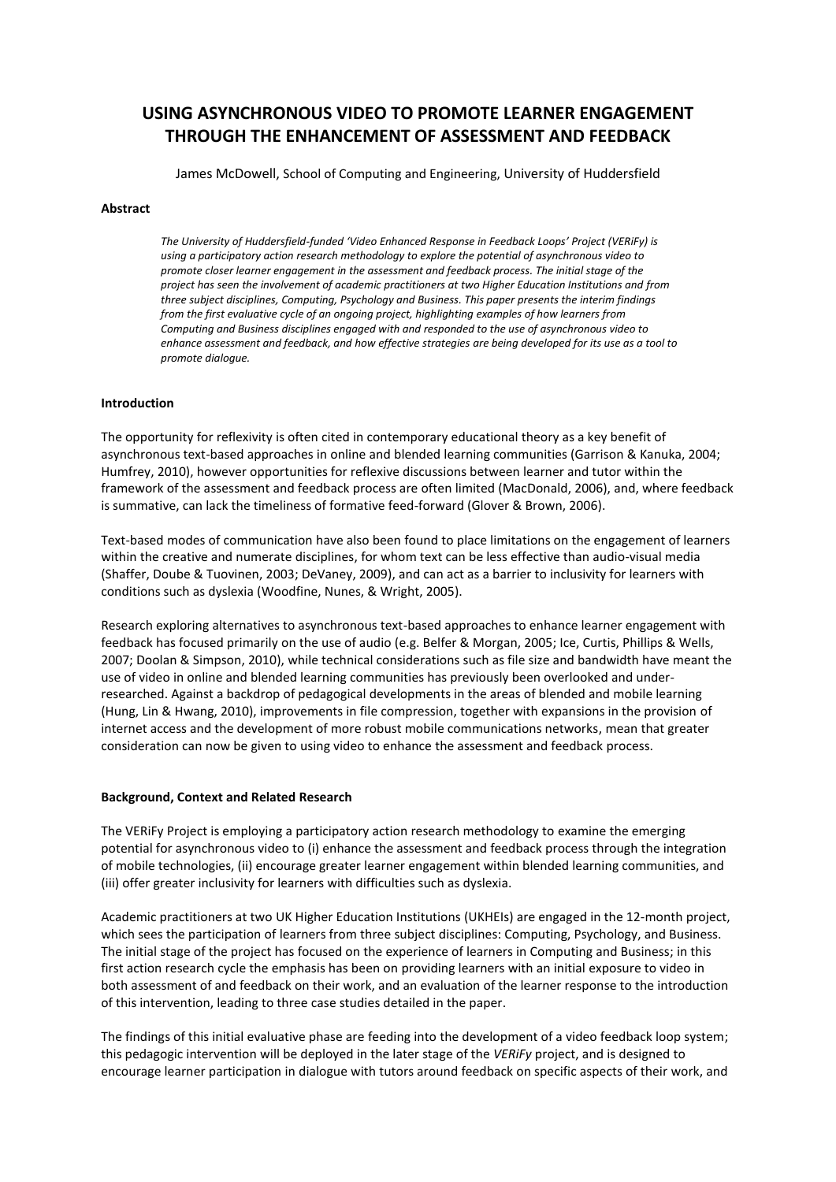# USING ASYNCHRONOUS VIDEO TO PROMOTE LEARNER ENGAGEMENT THROUGH THE ENHANCEMENT OF ASSESSMENT AND FEEDBACK

James McDowell, School of Computing and Engineering, University of Huddersfield

**Abstract**

*The University of Huddersfield-funded 'Video Enhanced Response in Feedback Loops' Project (VERiFy) is using a participatory action research methodology to explore the potential of asynchronous video to promote closer learner engagement in the assessment and feedback process. The initial stage of the project has seen the involvement of academic practitioners at two Higher Education Institutions and from three subject disciplines, Computing, Psychology and Business. This paper presents the interim findings from the first evaluative cycle of an ongoing project, highlighting examples of how learners from Computing and Business disciplines engaged with and responded to the use of asynchronous video to enhance assessment and feedback, and how effective strategies are being developed for its use as a tool to promote dialogue.*

**Introduction**

The opportunity for reflexivity is often cited in contemporary educational theory as a key benefit of asynchronous text-based approaches in online and blended learning communities (Garrison & Kanuka, 2004; Humfrey, 2010), however opportunities for reflexive discussions between learner and tutor within the framework of the assessment and feedback process are often limited (MacDonald, 2006), and, where feedback is summative, can lack the timeliness of formative feed-forward (Glover & Brown, 2006).

Text-based modes of communication have also been found to place limitations on the engagement of learners within the creative and numerate disciplines, for whom text can be less effective than audio-visual media (Shaffer, Doube & Tuovinen, 2003; DeVaney, 2009), and can act as a barrier to inclusivity for learners with conditions such as dyslexia (Woodfine, Nunes, & Wright, 2005).

Research exploring alternatives to asynchronous text-based approaches to enhance learner engagement with feedback has focused primarily on the use of audio (e.g. Belfer & Morgan, 2005; Ice, Curtis, Phillips & Wells, 2007; Doolan & Simpson, 2010), while technical considerations such as file size and bandwidth have meant the use of video in online and blended learning communities has previously been overlooked and under-researched. Against a backdrop of pedagogical developments in the areas of blended and mobile learning (Hung, Lin & Hwang, 2010), improvements in file compression, together with expansions in the provision of internet access and the development of more robust mobile communications networks, mean that greater consideration can now be given to using video to enhance the assessment and feedback process.

**Background, Context and Related Research**

The VERiFy Project is employing a participatory action research methodology to examine the emerging potential for asynchronous video to (i) enhance the assessment and feedback process through the integration of mobile technologies, (ii) encourage greater learner engagement within blended learning communities, and (iii) offer greater inclusivity for learners with difficulties such as dyslexia.

Academic practitioners at two UK Higher Education Institutions (UKHEIs) are engaged in the 12-month project, which sees the participation of learners from three subject disciplines: Computing, Psychology, and Business. The initial stage of the project has focused on the experience of learners in Computing and Business; in this first action research cycle the emphasis has been on providing learners with an initial exposure to video in both assessment of and feedback on their work, and an evaluation of the learner response to the introduction of this intervention, leading to three case studies detailed in the paper.

The findings of this initial evaluative phase are feeding into the development of a video feedback loop system; this pedagogic intervention will be deployed in the later stage of the *VERiFy* project, and is designed to encourage learner participation in dialogue with tutors around feedback on specific aspects of their work, and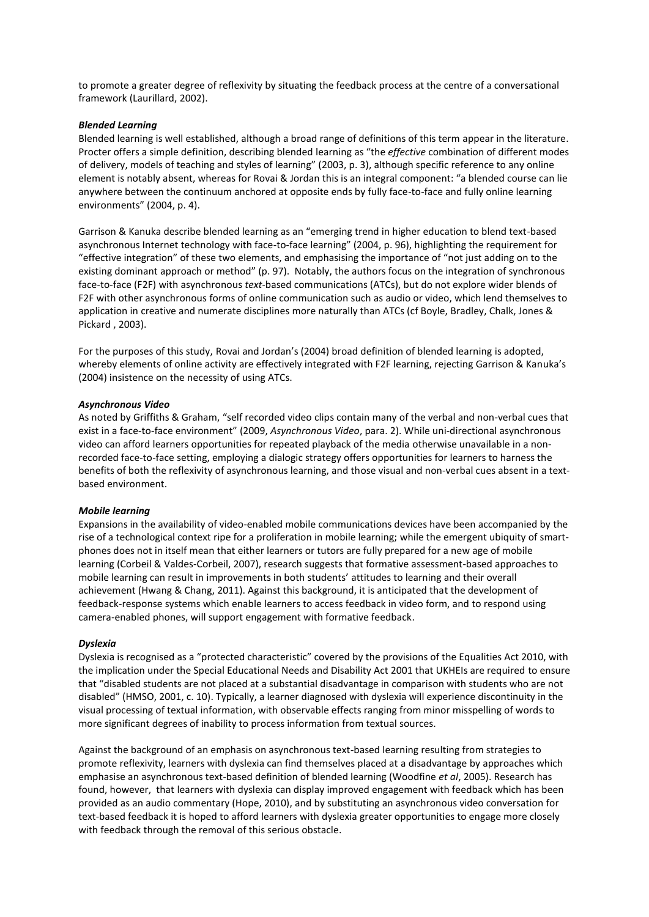to promote a greater degree of reflexivity by situating the feedback process at the centre of a conversational framework (Laurillard, 2002).

***Blended Learning***

Blended learning is well established, although a broad range of definitions of this term appear in the literature. Procter offers a simple definition, describing blended learning as "the *effective* combination of different modes of delivery, models of teaching and styles of learning" (2003, p. 3), although specific reference to any online element is notably absent, whereas for Rovai & Jordan this is an integral component: "a blended course can lie anywhere between the continuum anchored at opposite ends by fully face-to-face and fully online learning environments" (2004, p. 4).

Garrison & Kanuka describe blended learning as an "emerging trend in higher education to blend text-based asynchronous Internet technology with face-to-face learning" (2004, p. 96), highlighting the requirement for "effective integration" of these two elements, and emphasising the importance of "not just adding on to the existing dominant approach or method" (p. 97). Notably, the authors focus on the integration of synchronous face-to-face (F2F) with asynchronous *text*-based communications (ATCs), but do not explore wider blends of F2F with other asynchronous forms of online communication such as audio or video, which lend themselves to application in creative and numerate disciplines more naturally than ATCs (cf Boyle, Bradley, Chalk, Jones & Pickard , 2003).

For the purposes of this study, Rovai and Jordan's (2004) broad definition of blended learning is adopted, whereby elements of online activity are effectively integrated with F2F learning, rejecting Garrison & Kanuka's (2004) insistence on the necessity of using ATCs.

***Asynchronous Video***

As noted by Griffiths & Graham, "self recorded video clips contain many of the verbal and non-verbal cues that exist in a face-to-face environment" (2009, *Asynchronous Video*, para. 2). While uni-directional asynchronous video can afford learners opportunities for repeated playback of the media otherwise unavailable in a non-recorded face-to-face setting, employing a dialogic strategy offers opportunities for learners to harness the benefits of both the reflexivity of asynchronous learning, and those visual and non-verbal cues absent in a text-based environment.

***Mobile learning***

Expansions in the availability of video-enabled mobile communications devices have been accompanied by the rise of a technological context ripe for a proliferation in mobile learning; while the emergent ubiquity of smart-phones does not in itself mean that either learners or tutors are fully prepared for a new age of mobile learning (Corbeil & Valdes-Corbeil, 2007), research suggests that formative assessment-based approaches to mobile learning can result in improvements in both students' attitudes to learning and their overall achievement (Hwang & Chang, 2011). Against this background, it is anticipated that the development of feedback-response systems which enable learners to access feedback in video form, and to respond using camera-enabled phones, will support engagement with formative feedback.

***Dyslexia***

Dyslexia is recognised as a "protected characteristic" covered by the provisions of the Equalities Act 2010, with the implication under the Special Educational Needs and Disability Act 2001 that UKHEIs are required to ensure that "disabled students are not placed at a substantial disadvantage in comparison with students who are not disabled" (HMSO, 2001, c. 10). Typically, a learner diagnosed with dyslexia will experience discontinuity in the visual processing of textual information, with observable effects ranging from minor misspelling of words to more significant degrees of inability to process information from textual sources.

Against the background of an emphasis on asynchronous text-based learning resulting from strategies to promote reflexivity, learners with dyslexia can find themselves placed at a disadvantage by approaches which emphasise an asynchronous text-based definition of blended learning (Woodfine *et al*, 2005). Research has found, however, that learners with dyslexia can display improved engagement with feedback which has been provided as an audio commentary (Hope, 2010), and by substituting an asynchronous video conversation for text-based feedback it is hoped to afford learners with dyslexia greater opportunities to engage more closely with feedback through the removal of this serious obstacle.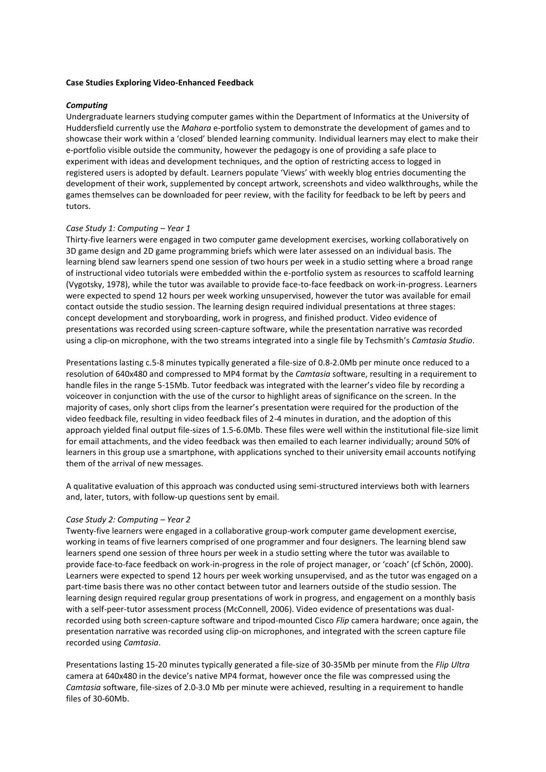**Case Studies Exploring Video-Enhanced Feedback**

***Computing***

Undergraduate learners studying computer games within the Department of Informatics at the University of Huddersfield currently use the *Mahara* e-portfolio system to demonstrate the development of games and to showcase their work within a 'closed' blended learning community. Individual learners may elect to make their e-portfolio visible outside the community, however the pedagogy is one of providing a safe place to experiment with ideas and development techniques, and the option of restricting access to logged in registered users is adopted by default. Learners populate 'Views' with weekly blog entries documenting the development of their work, supplemented by concept artwork, screenshots and video walkthroughs, while the games themselves can be downloaded for peer review, with the facility for feedback to be left by peers and tutors.

*Case Study 1: Computing – Year 1*

Thirty-five learners were engaged in two computer game development exercises, working collaboratively on 3D game design and 2D game programming briefs which were later assessed on an individual basis. The learning blend saw learners spend one session of two hours per week in a studio setting where a broad range of instructional video tutorials were embedded within the e-portfolio system as resources to scaffold learning (Vygotsky, 1978), while the tutor was available to provide face-to-face feedback on work-in-progress. Learners were expected to spend 12 hours per week working unsupervised, however the tutor was available for email contact outside the studio session. The learning design required individual presentations at three stages: concept development and storyboarding, work in progress, and finished product. Video evidence of presentations was recorded using screen-capture software, while the presentation narrative was recorded using a clip-on microphone, with the two streams integrated into a single file by Techsmith's *Camtasia Studio*.

Presentations lasting c.5-8 minutes typically generated a file-size of 0.8-2.0Mb per minute once reduced to a resolution of 640x480 and compressed to MP4 format by the *Camtasia* software, resulting in a requirement to handle files in the range 5-15Mb. Tutor feedback was integrated with the learner's video file by recording a voiceover in conjunction with the use of the cursor to highlight areas of significance on the screen. In the majority of cases, only short clips from the learner's presentation were required for the production of the video feedback file, resulting in video feedback files of 2-4 minutes in duration, and the adoption of this approach yielded final output file-sizes of 1.5-6.0Mb. These files were well within the institutional file-size limit for email attachments, and the video feedback was then emailed to each learner individually; around 50% of learners in this group use a smartphone, with applications synched to their university email accounts notifying them of the arrival of new messages.

A qualitative evaluation of this approach was conducted using semi-structured interviews both with learners and, later, tutors, with follow-up questions sent by email.

*Case Study 2: Computing – Year 2*

Twenty-five learners were engaged in a collaborative group-work computer game development exercise, working in teams of five learners comprised of one programmer and four designers. The learning blend saw learners spend one session of three hours per week in a studio setting where the tutor was available to provide face-to-face feedback on work-in-progress in the role of project manager, or 'coach' (cf Schön, 2000). Learners were expected to spend 12 hours per week working unsupervised, and as the tutor was engaged on a part-time basis there was no other contact between tutor and learners outside of the studio session. The learning design required regular group presentations of work in progress, and engagement on a monthly basis with a self-peer-tutor assessment process (McConnell, 2006). Video evidence of presentations was dual-recorded using both screen-capture software and tripod-mounted Cisco *Flip* camera hardware; once again, the presentation narrative was recorded using clip-on microphones, and integrated with the screen capture file recorded using *Camtasia*.

Presentations lasting 15-20 minutes typically generated a file-size of 30-35Mb per minute from the *Flip Ultra* camera at 640x480 in the device's native MP4 format, however once the file was compressed using the *Camtasia* software, file-sizes of 2.0-3.0 Mb per minute were achieved, resulting in a requirement to handle files of 30-60Mb.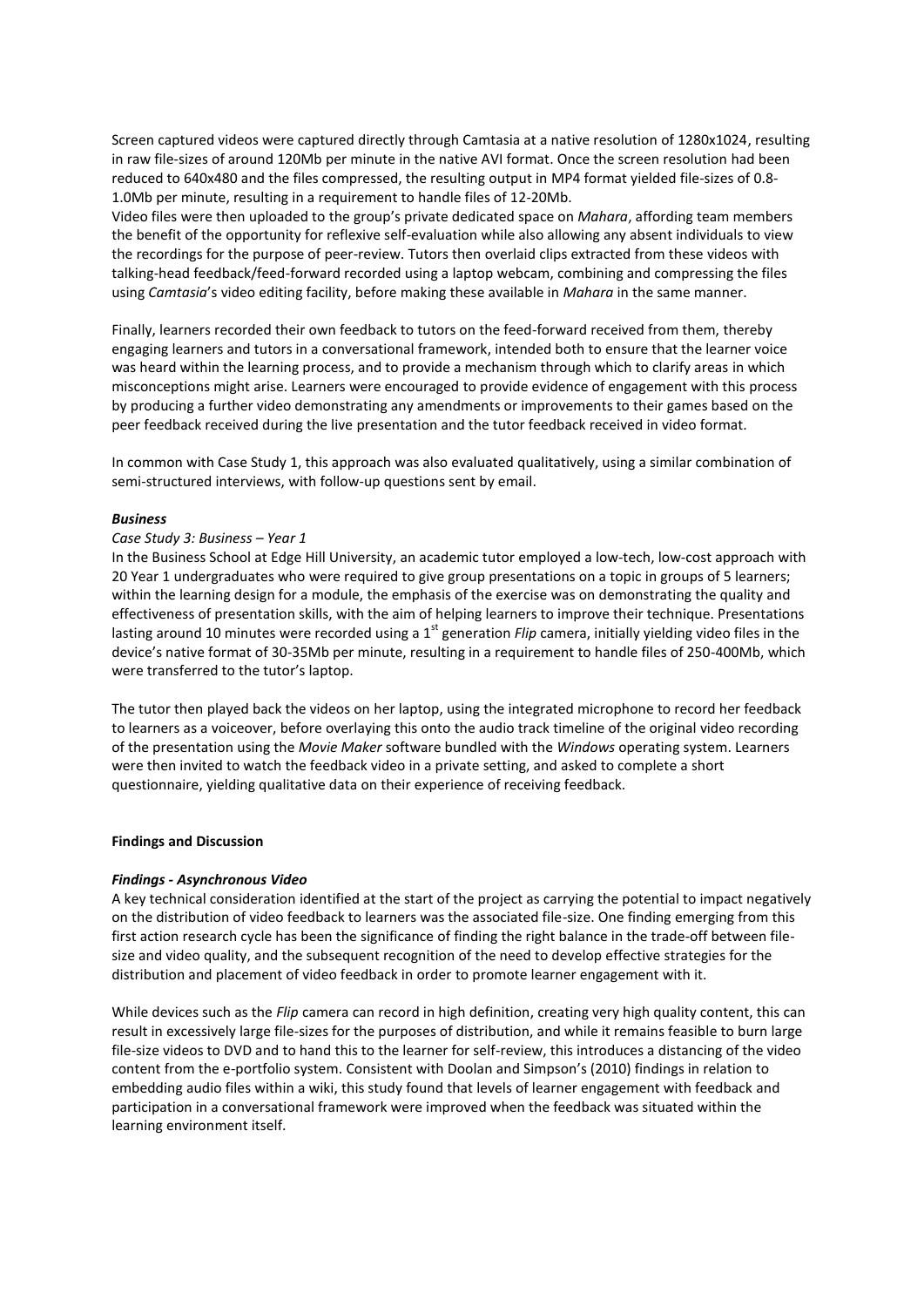Screen captured videos were captured directly through Camtasia at a native resolution of 1280x1024, resulting in raw file-sizes of around 120Mb per minute in the native AVI format. Once the screen resolution had been reduced to 640x480 and the files compressed, the resulting output in MP4 format yielded file-sizes of 0.8-1.0Mb per minute, resulting in a requirement to handle files of 12-20Mb.

Video files were then uploaded to the group's private dedicated space on *Mahara*, affording team members the benefit of the opportunity for reflexive self-evaluation while also allowing any absent individuals to view the recordings for the purpose of peer-review. Tutors then overlaid clips extracted from these videos with talking-head feedback/feed-forward recorded using a laptop webcam, combining and compressing the files using *Camtasia*'s video editing facility, before making these available in *Mahara* in the same manner.

Finally, learners recorded their own feedback to tutors on the feed-forward received from them, thereby engaging learners and tutors in a conversational framework, intended both to ensure that the learner voice was heard within the learning process, and to provide a mechanism through which to clarify areas in which misconceptions might arise. Learners were encouraged to provide evidence of engagement with this process by producing a further video demonstrating any amendments or improvements to their games based on the peer feedback received during the live presentation and the tutor feedback received in video format.

In common with Case Study 1, this approach was also evaluated qualitatively, using a similar combination of semi-structured interviews, with follow-up questions sent by email.

### *Business*

*Case Study 3: Business – Year 1*

In the Business School at Edge Hill University, an academic tutor employed a low-tech, low-cost approach with 20 Year 1 undergraduates who were required to give group presentations on a topic in groups of 5 learners; within the learning design for a module, the emphasis of the exercise was on demonstrating the quality and effectiveness of presentation skills, with the aim of helping learners to improve their technique. Presentations lasting around 10 minutes were recorded using a 1st generation *Flip* camera, initially yielding video files in the device's native format of 30-35Mb per minute, resulting in a requirement to handle files of 250-400Mb, which were transferred to the tutor's laptop.

The tutor then played back the videos on her laptop, using the integrated microphone to record her feedback to learners as a voiceover, before overlaying this onto the audio track timeline of the original video recording of the presentation using the *Movie Maker* software bundled with the *Windows* operating system. Learners were then invited to watch the feedback video in a private setting, and asked to complete a short questionnaire, yielding qualitative data on their experience of receiving feedback.

## Findings and Discussion

### *Findings - Asynchronous Video*

A key technical consideration identified at the start of the project as carrying the potential to impact negatively on the distribution of video feedback to learners was the associated file-size. One finding emerging from this first action research cycle has been the significance of finding the right balance in the trade-off between file-size and video quality, and the subsequent recognition of the need to develop effective strategies for the distribution and placement of video feedback in order to promote learner engagement with it.

While devices such as the *Flip* camera can record in high definition, creating very high quality content, this can result in excessively large file-sizes for the purposes of distribution, and while it remains feasible to burn large file-size videos to DVD and to hand this to the learner for self-review, this introduces a distancing of the video content from the e-portfolio system. Consistent with Doolan and Simpson's (2010) findings in relation to embedding audio files within a wiki, this study found that levels of learner engagement with feedback and participation in a conversational framework were improved when the feedback was situated within the learning environment itself.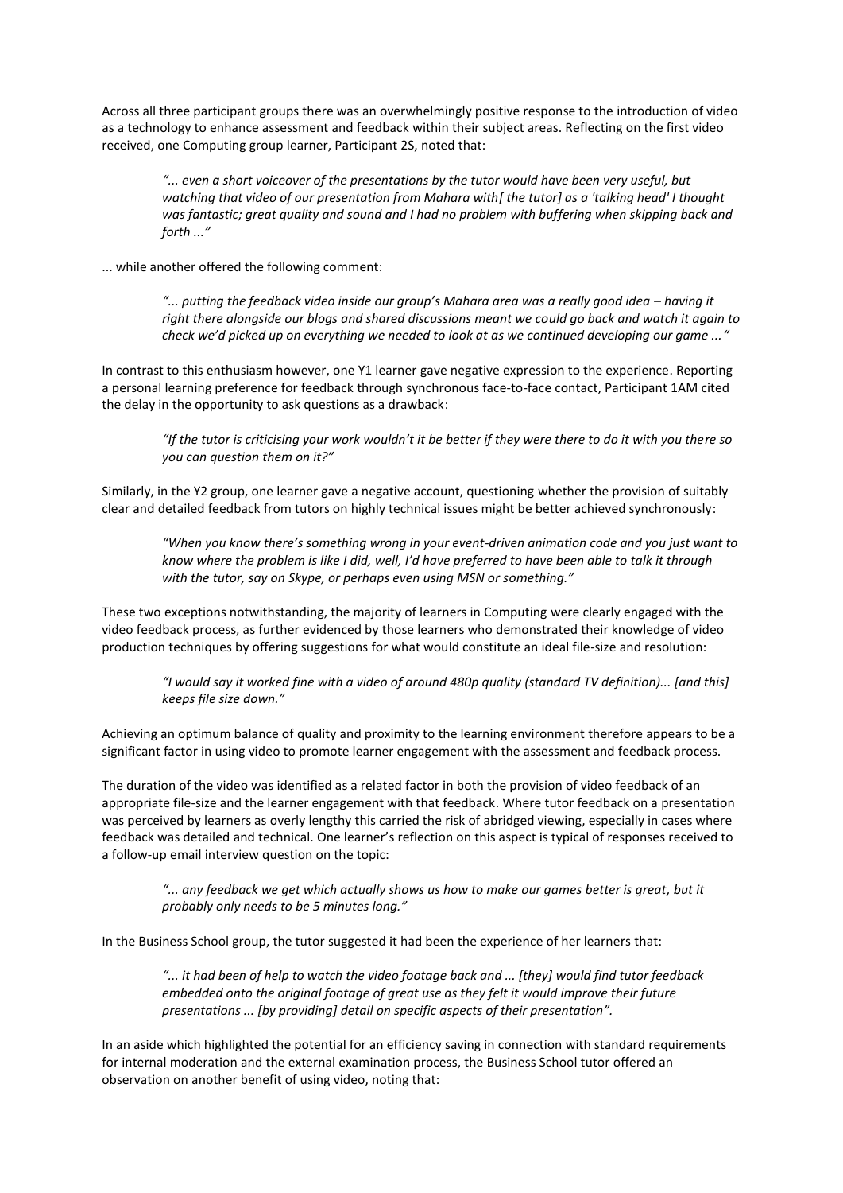Across all three participant groups there was an overwhelmingly positive response to the introduction of video as a technology to enhance assessment and feedback within their subject areas. Reflecting on the first video received, one Computing group learner, Participant 2S, noted that:

> *"... even a short voiceover of the presentations by the tutor would have been very useful, but watching that video of our presentation from Mahara with[ the tutor] as a 'talking head' I thought was fantastic; great quality and sound and I had no problem with buffering when skipping back and forth ..."*

... while another offered the following comment:

> *"... putting the feedback video inside our group's Mahara area was a really good idea – having it right there alongside our blogs and shared discussions meant we could go back and watch it again to check we'd picked up on everything we needed to look at as we continued developing our game ..."*

In contrast to this enthusiasm however, one Y1 learner gave negative expression to the experience. Reporting a personal learning preference for feedback through synchronous face-to-face contact, Participant 1AM cited the delay in the opportunity to ask questions as a drawback:

> *"If the tutor is criticising your work wouldn't it be better if they were there to do it with you there so you can question them on it?"*

Similarly, in the Y2 group, one learner gave a negative account, questioning whether the provision of suitably clear and detailed feedback from tutors on highly technical issues might be better achieved synchronously:

> *"When you know there's something wrong in your event-driven animation code and you just want to know where the problem is like I did, well, I'd have preferred to have been able to talk it through with the tutor, say on Skype, or perhaps even using MSN or something."*

These two exceptions notwithstanding, the majority of learners in Computing were clearly engaged with the video feedback process, as further evidenced by those learners who demonstrated their knowledge of video production techniques by offering suggestions for what would constitute an ideal file-size and resolution:

> *"I would say it worked fine with a video of around 480p quality (standard TV definition)... [and this] keeps file size down."*

Achieving an optimum balance of quality and proximity to the learning environment therefore appears to be a significant factor in using video to promote learner engagement with the assessment and feedback process.

The duration of the video was identified as a related factor in both the provision of video feedback of an appropriate file-size and the learner engagement with that feedback. Where tutor feedback on a presentation was perceived by learners as overly lengthy this carried the risk of abridged viewing, especially in cases where feedback was detailed and technical. One learner's reflection on this aspect is typical of responses received to a follow-up email interview question on the topic:

> *"... any feedback we get which actually shows us how to make our games better is great, but it probably only needs to be 5 minutes long."*

In the Business School group, the tutor suggested it had been the experience of her learners that:

> *"... it had been of help to watch the video footage back and ... [they] would find tutor feedback embedded onto the original footage of great use as they felt it would improve their future presentations ... [by providing] detail on specific aspects of their presentation".*

In an aside which highlighted the potential for an efficiency saving in connection with standard requirements for internal moderation and the external examination process, the Business School tutor offered an observation on another benefit of using video, noting that: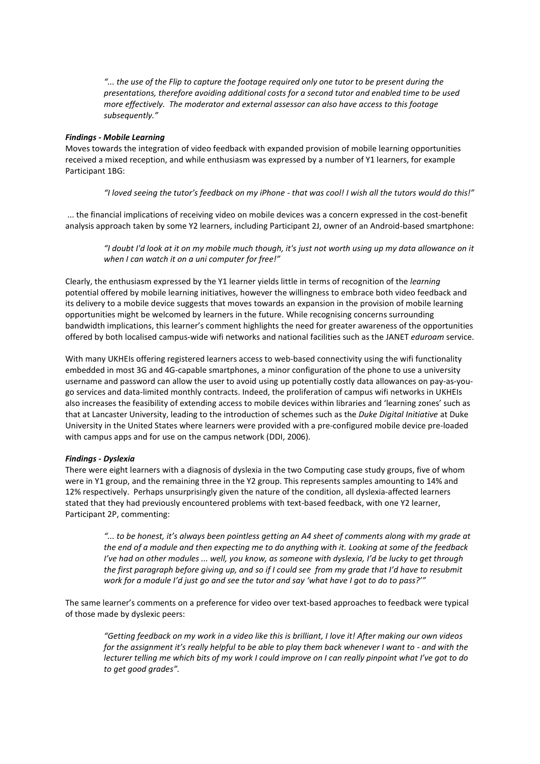*"... the use of the Flip to capture the footage required only one tutor to be present during the presentations, therefore avoiding additional costs for a second tutor and enabled time to be used more effectively. The moderator and external assessor can also have access to this footage subsequently."*

***Findings - Mobile Learning***

Moves towards the integration of video feedback with expanded provision of mobile learning opportunities received a mixed reception, and while enthusiasm was expressed by a number of Y1 learners, for example Participant 1BG:

> *"I loved seeing the tutor's feedback on my iPhone - that was cool! I wish all the tutors would do this!"*

... the financial implications of receiving video on mobile devices was a concern expressed in the cost-benefit analysis approach taken by some Y2 learners, including Participant 2J, owner of an Android-based smartphone:

> *"I doubt I'd look at it on my mobile much though, it's just not worth using up my data allowance on it when I can watch it on a uni computer for free!"*

Clearly, the enthusiasm expressed by the Y1 learner yields little in terms of recognition of the *learning* potential offered by mobile learning initiatives, however the willingness to embrace both video feedback and its delivery to a mobile device suggests that moves towards an expansion in the provision of mobile learning opportunities might be welcomed by learners in the future. While recognising concerns surrounding bandwidth implications, this learner's comment highlights the need for greater awareness of the opportunities offered by both localised campus-wide wifi networks and national facilities such as the JANET *eduroam* service.

With many UKHEIs offering registered learners access to web-based connectivity using the wifi functionality embedded in most 3G and 4G-capable smartphones, a minor configuration of the phone to use a university username and password can allow the user to avoid using up potentially costly data allowances on pay-as-you-go services and data-limited monthly contracts. Indeed, the proliferation of campus wifi networks in UKHEIs also increases the feasibility of extending access to mobile devices within libraries and 'learning zones' such as that at Lancaster University, leading to the introduction of schemes such as the *Duke Digital Initiative* at Duke University in the United States where learners were provided with a pre-configured mobile device pre-loaded with campus apps and for use on the campus network (DDI, 2006).

***Findings - Dyslexia***

There were eight learners with a diagnosis of dyslexia in the two Computing case study groups, five of whom were in Y1 group, and the remaining three in the Y2 group. This represents samples amounting to 14% and 12% respectively. Perhaps unsurprisingly given the nature of the condition, all dyslexia-affected learners stated that they had previously encountered problems with text-based feedback, with one Y2 learner, Participant 2P, commenting:

> *"... to be honest, it's always been pointless getting an A4 sheet of comments along with my grade at the end of a module and then expecting me to do anything with it. Looking at some of the feedback I've had on other modules ... well, you know, as someone with dyslexia, I'd be lucky to get through the first paragraph before giving up, and so if I could see from my grade that I'd have to resubmit work for a module I'd just go and see the tutor and say 'what have I got to do to pass?'"*

The same learner's comments on a preference for video over text-based approaches to feedback were typical of those made by dyslexic peers:

> *"Getting feedback on my work in a video like this is brilliant, I love it! After making our own videos for the assignment it's really helpful to be able to play them back whenever I want to - and with the lecturer telling me which bits of my work I could improve on I can really pinpoint what I've got to do to get good grades".*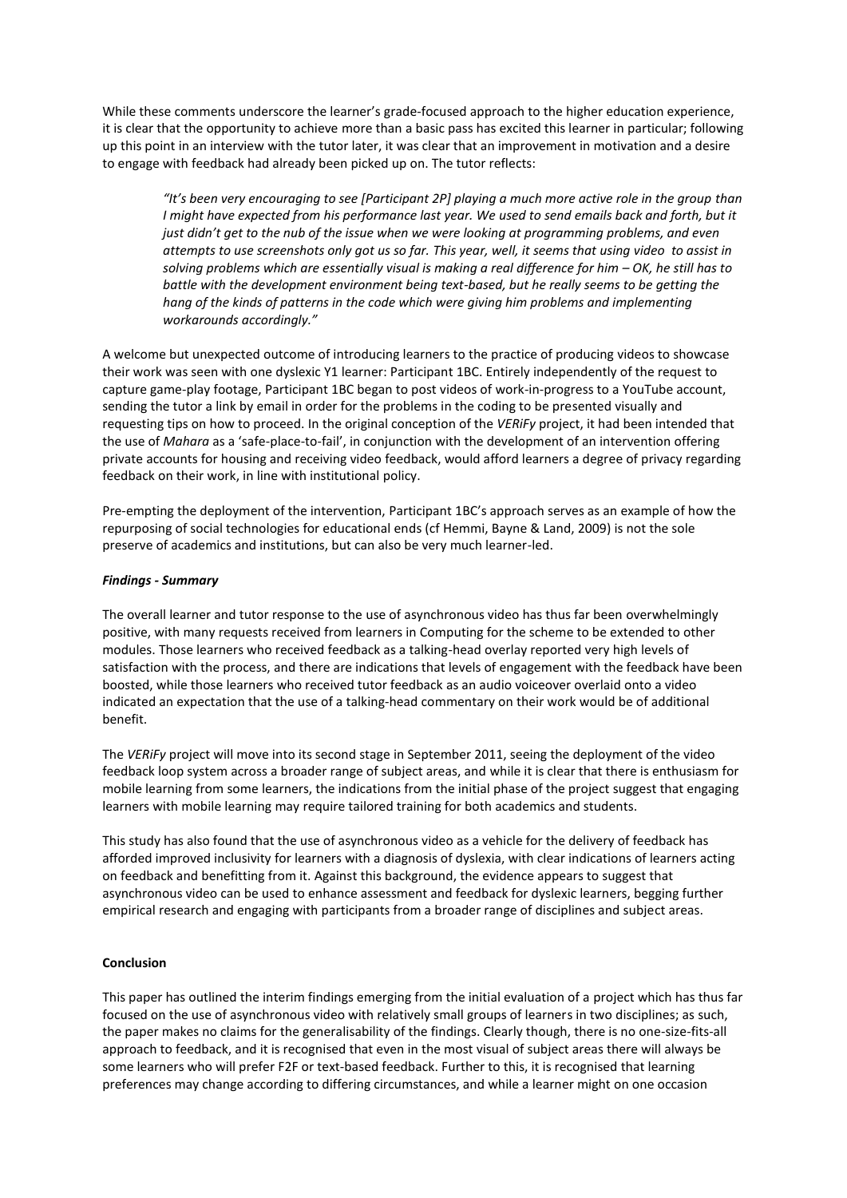While these comments underscore the learner's grade-focused approach to the higher education experience, it is clear that the opportunity to achieve more than a basic pass has excited this learner in particular; following up this point in an interview with the tutor later, it was clear that an improvement in motivation and a desire to engage with feedback had already been picked up on. The tutor reflects:

> *"It's been very encouraging to see [Participant 2P] playing a much more active role in the group than I might have expected from his performance last year. We used to send emails back and forth, but it just didn't get to the nub of the issue when we were looking at programming problems, and even attempts to use screenshots only got us so far. This year, well, it seems that using video to assist in solving problems which are essentially visual is making a real difference for him – OK, he still has to battle with the development environment being text-based, but he really seems to be getting the hang of the kinds of patterns in the code which were giving him problems and implementing workarounds accordingly."*

A welcome but unexpected outcome of introducing learners to the practice of producing videos to showcase their work was seen with one dyslexic Y1 learner: Participant 1BC. Entirely independently of the request to capture game-play footage, Participant 1BC began to post videos of work-in-progress to a YouTube account, sending the tutor a link by email in order for the problems in the coding to be presented visually and requesting tips on how to proceed. In the original conception of the *VERiFy* project, it had been intended that the use of *Mahara* as a 'safe-place-to-fail', in conjunction with the development of an intervention offering private accounts for housing and receiving video feedback, would afford learners a degree of privacy regarding feedback on their work, in line with institutional policy.

Pre-empting the deployment of the intervention, Participant 1BC's approach serves as an example of how the repurposing of social technologies for educational ends (cf Hemmi, Bayne & Land, 2009) is not the sole preserve of academics and institutions, but can also be very much learner-led.

### *Findings - Summary*

The overall learner and tutor response to the use of asynchronous video has thus far been overwhelmingly positive, with many requests received from learners in Computing for the scheme to be extended to other modules. Those learners who received feedback as a talking-head overlay reported very high levels of satisfaction with the process, and there are indications that levels of engagement with the feedback have been boosted, while those learners who received tutor feedback as an audio voiceover overlaid onto a video indicated an expectation that the use of a talking-head commentary on their work would be of additional benefit.

The *VERiFy* project will move into its second stage in September 2011, seeing the deployment of the video feedback loop system across a broader range of subject areas, and while it is clear that there is enthusiasm for mobile learning from some learners, the indications from the initial phase of the project suggest that engaging learners with mobile learning may require tailored training for both academics and students.

This study has also found that the use of asynchronous video as a vehicle for the delivery of feedback has afforded improved inclusivity for learners with a diagnosis of dyslexia, with clear indications of learners acting on feedback and benefitting from it. Against this background, the evidence appears to suggest that asynchronous video can be used to enhance assessment and feedback for dyslexic learners, begging further empirical research and engaging with participants from a broader range of disciplines and subject areas.

## Conclusion

This paper has outlined the interim findings emerging from the initial evaluation of a project which has thus far focused on the use of asynchronous video with relatively small groups of learners in two disciplines; as such, the paper makes no claims for the generalisability of the findings. Clearly though, there is no one-size-fits-all approach to feedback, and it is recognised that even in the most visual of subject areas there will always be some learners who will prefer F2F or text-based feedback. Further to this, it is recognised that learning preferences may change according to differing circumstances, and while a learner might on one occasion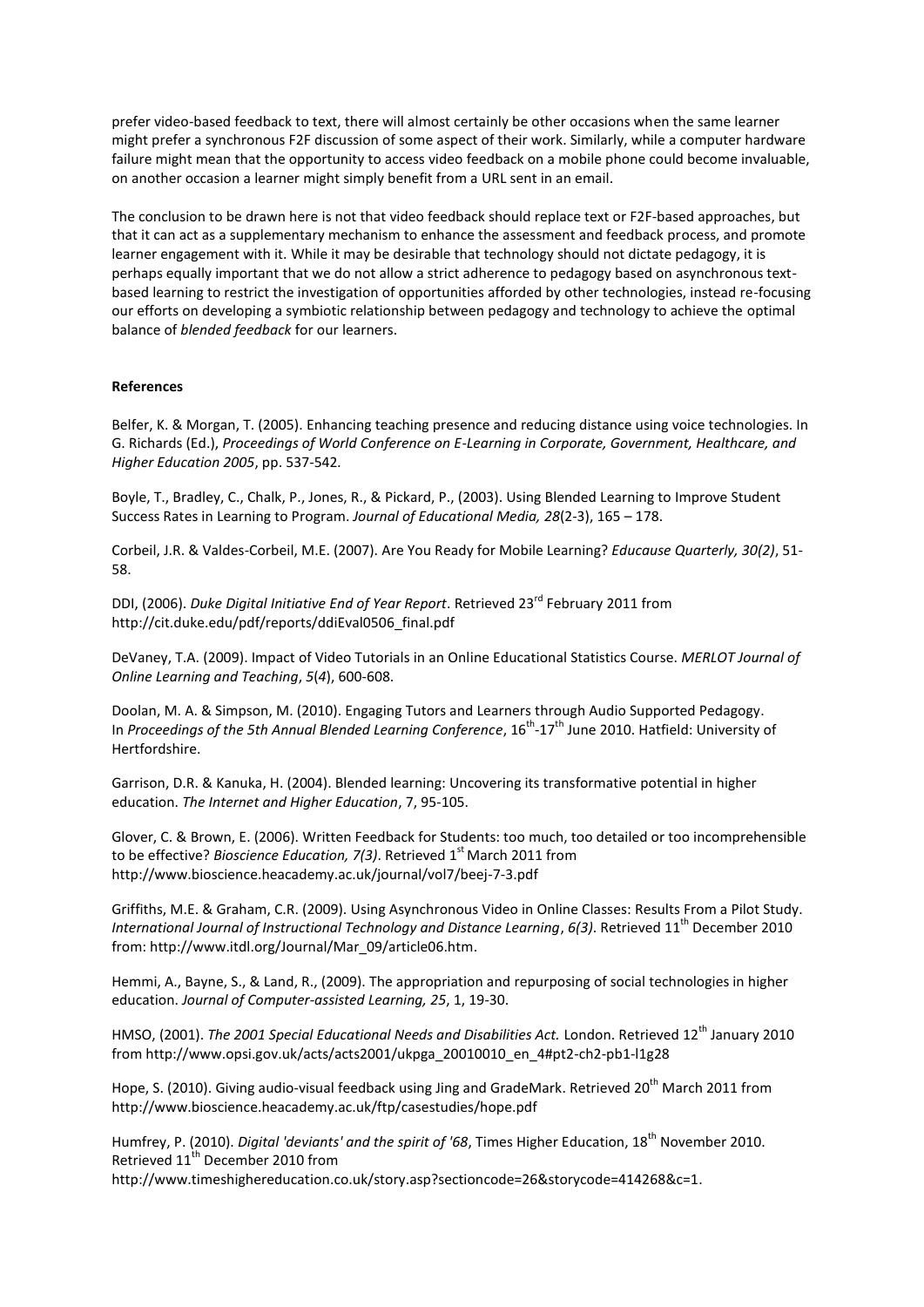prefer video-based feedback to text, there will almost certainly be other occasions when the same learner might prefer a synchronous F2F discussion of some aspect of their work. Similarly, while a computer hardware failure might mean that the opportunity to access video feedback on a mobile phone could become invaluable, on another occasion a learner might simply benefit from a URL sent in an email.

The conclusion to be drawn here is not that video feedback should replace text or F2F-based approaches, but that it can act as a supplementary mechanism to enhance the assessment and feedback process, and promote learner engagement with it. While it may be desirable that technology should not dictate pedagogy, it is perhaps equally important that we do not allow a strict adherence to pedagogy based on asynchronous text-based learning to restrict the investigation of opportunities afforded by other technologies, instead re-focusing our efforts on developing a symbiotic relationship between pedagogy and technology to achieve the optimal balance of *blended feedback* for our learners.

**References**

Belfer, K. & Morgan, T. (2005). Enhancing teaching presence and reducing distance using voice technologies. In G. Richards (Ed.), *Proceedings of World Conference on E-Learning in Corporate, Government, Healthcare, and Higher Education 2005*, pp. 537-542.

Boyle, T., Bradley, C., Chalk, P., Jones, R., & Pickard, P., (2003). Using Blended Learning to Improve Student Success Rates in Learning to Program. *Journal of Educational Media, 28*(2-3), 165 – 178.

Corbeil, J.R. & Valdes-Corbeil, M.E. (2007). Are You Ready for Mobile Learning? *Educause Quarterly, 30(2)*, 51-58.

DDI, (2006). *Duke Digital Initiative End of Year Report*. Retrieved 23rd February 2011 from http://cit.duke.edu/pdf/reports/ddiEval0506_final.pdf

DeVaney, T.A. (2009). Impact of Video Tutorials in an Online Educational Statistics Course. *MERLOT Journal of Online Learning and Teaching*, *5*(*4*), 600-608.

Doolan, M. A. & Simpson, M. (2010). Engaging Tutors and Learners through Audio Supported Pedagogy. In *Proceedings of the 5th Annual Blended Learning Conference*, 16th-17th June 2010. Hatfield: University of Hertfordshire.

Garrison, D.R. & Kanuka, H. (2004). Blended learning: Uncovering its transformative potential in higher education. *The Internet and Higher Education*, 7, 95-105.

Glover, C. & Brown, E. (2006). Written Feedback for Students: too much, too detailed or too incomprehensible to be effective? *Bioscience Education, 7(3)*. Retrieved 1st March 2011 from http://www.bioscience.heacademy.ac.uk/journal/vol7/beej-7-3.pdf

Griffiths, M.E. & Graham, C.R. (2009). Using Asynchronous Video in Online Classes: Results From a Pilot Study. *International Journal of Instructional Technology and Distance Learning*, *6(3)*. Retrieved 11th December 2010 from: http://www.itdl.org/Journal/Mar_09/article06.htm.

Hemmi, A., Bayne, S., & Land, R., (2009). The appropriation and repurposing of social technologies in higher education. *Journal of Computer-assisted Learning, 25*, 1, 19-30.

HMSO, (2001). *The 2001 Special Educational Needs and Disabilities Act.* London. Retrieved 12th January 2010 from http://www.opsi.gov.uk/acts/acts2001/ukpga_20010010_en_4#pt2-ch2-pb1-l1g28

Hope, S. (2010). Giving audio-visual feedback using Jing and GradeMark. Retrieved 20th March 2011 from http://www.bioscience.heacademy.ac.uk/ftp/casestudies/hope.pdf

Humfrey, P. (2010). *Digital 'deviants' and the spirit of '68*, Times Higher Education, 18th November 2010. Retrieved 11th December 2010 from http://www.timeshighereducation.co.uk/story.asp?sectioncode=26&storycode=414268&c=1.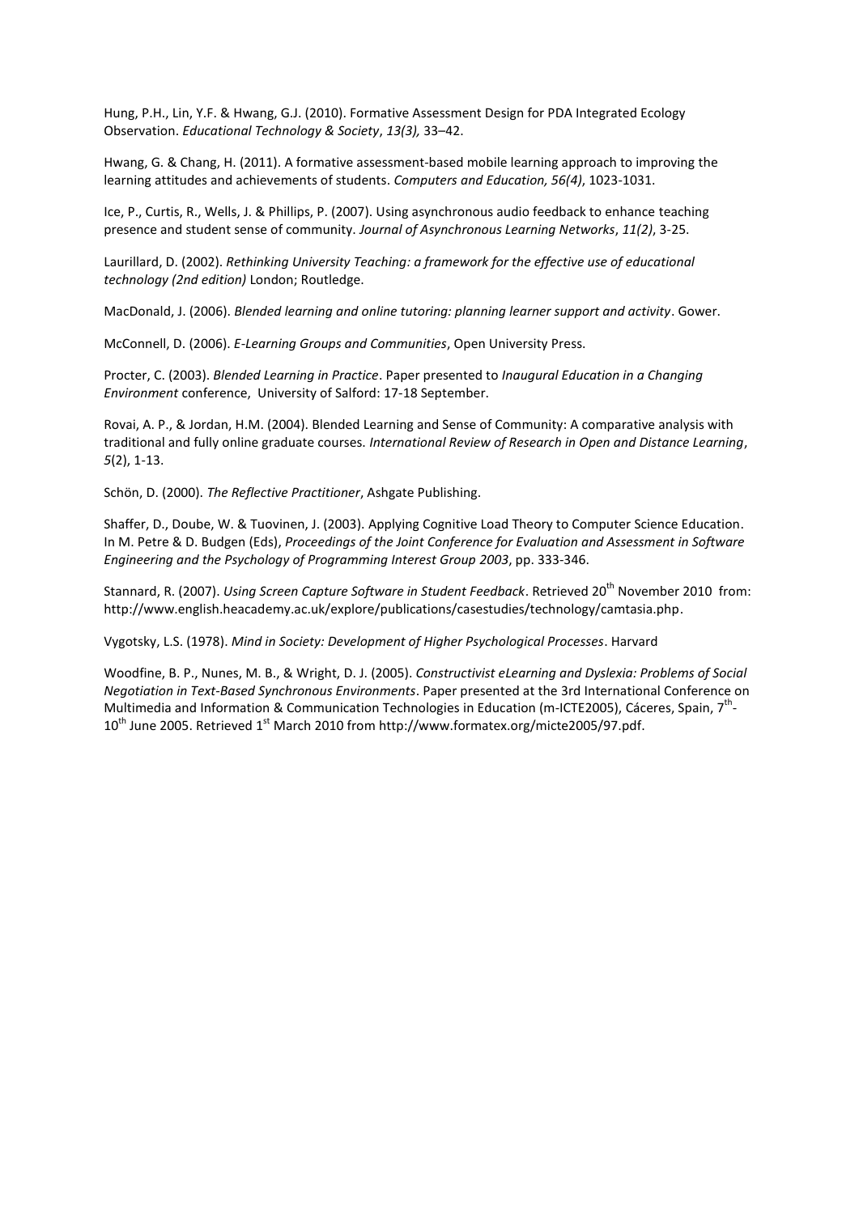Hung, P.H., Lin, Y.F. & Hwang, G.J. (2010). Formative Assessment Design for PDA Integrated Ecology Observation. *Educational Technology & Society*, *13(3),* 33–42.

Hwang, G. & Chang, H. (2011). A formative assessment-based mobile learning approach to improving the learning attitudes and achievements of students. *Computers and Education, 56(4)*, 1023-1031.

Ice, P., Curtis, R., Wells, J. & Phillips, P. (2007). Using asynchronous audio feedback to enhance teaching presence and student sense of community. *Journal of Asynchronous Learning Networks*, *11(2)*, 3-25.

Laurillard, D. (2002). *Rethinking University Teaching: a framework for the effective use of educational technology (2nd edition)* London; Routledge.

MacDonald, J. (2006). *Blended learning and online tutoring: planning learner support and activity*. Gower.

McConnell, D. (2006). *E-Learning Groups and Communities*, Open University Press.

Procter, C. (2003). *Blended Learning in Practice*. Paper presented to *Inaugural Education in a Changing Environment* conference, University of Salford: 17-18 September.

Rovai, A. P., & Jordan, H.M. (2004). Blended Learning and Sense of Community: A comparative analysis with traditional and fully online graduate courses. *International Review of Research in Open and Distance Learning*, *5*(2), 1-13.

Schön, D. (2000). *The Reflective Practitioner*, Ashgate Publishing.

Shaffer, D., Doube, W. & Tuovinen, J. (2003). Applying Cognitive Load Theory to Computer Science Education. In M. Petre & D. Budgen (Eds), *Proceedings of the Joint Conference for Evaluation and Assessment in Software Engineering and the Psychology of Programming Interest Group 2003*, pp. 333-346.

Stannard, R. (2007). *Using Screen Capture Software in Student Feedback*. Retrieved 20th November 2010 from: http://www.english.heacademy.ac.uk/explore/publications/casestudies/technology/camtasia.php.

Vygotsky, L.S. (1978). *Mind in Society: Development of Higher Psychological Processes*. Harvard

Woodfine, B. P., Nunes, M. B., & Wright, D. J. (2005). *Constructivist eLearning and Dyslexia: Problems of Social Negotiation in Text-Based Synchronous Environments*. Paper presented at the 3rd International Conference on Multimedia and Information & Communication Technologies in Education (m-ICTE2005), Cáceres, Spain, 7th-10th June 2005. Retrieved 1st March 2010 from http://www.formatex.org/micte2005/97.pdf.